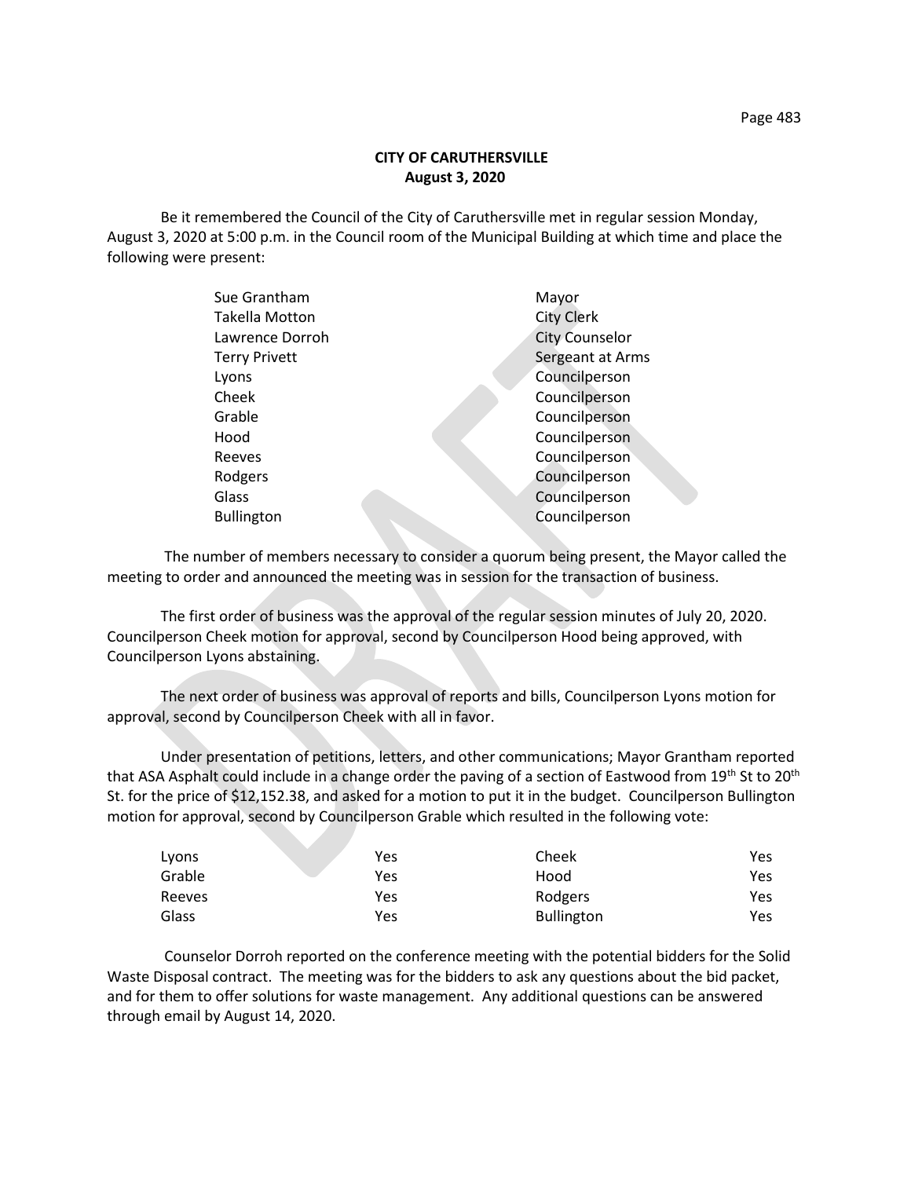**CITY OF CARUTHERSVILLE**
**August 3, 2020**

Be it remembered the Council of the City of Caruthersville met in regular session Monday, August 3, 2020 at 5:00 p.m. in the Council room of the Municipal Building at which time and place the following were present:

| | |
|---|---|
| Sue Grantham | Mayor |
| Takella Motton | City Clerk |
| Lawrence Dorroh | City Counselor |
| Terry Privett | Sergeant at Arms |
| Lyons | Councilperson |
| Cheek | Councilperson |
| Grable | Councilperson |
| Hood | Councilperson |
| Reeves | Councilperson |
| Rodgers | Councilperson |
| Glass | Councilperson |
| Bullington | Councilperson |

The number of members necessary to consider a quorum being present, the Mayor called the meeting to order and announced the meeting was in session for the transaction of business.

The first order of business was the approval of the regular session minutes of July 20, 2020. Councilperson Cheek motion for approval, second by Councilperson Hood being approved, with Councilperson Lyons abstaining.

The next order of business was approval of reports and bills, Councilperson Lyons motion for approval, second by Councilperson Cheek with all in favor.

Under presentation of petitions, letters, and other communications; Mayor Grantham reported that ASA Asphalt could include in a change order the paving of a section of Eastwood from 19th St to 20th St. for the price of $12,152.38, and asked for a motion to put it in the budget. Councilperson Bullington motion for approval, second by Councilperson Grable which resulted in the following vote:

| | | | |
|---|---|---|---|
| Lyons | Yes | Cheek | Yes |
| Grable | Yes | Hood | Yes |
| Reeves | Yes | Rodgers | Yes |
| Glass | Yes | Bullington | Yes |

Counselor Dorroh reported on the conference meeting with the potential bidders for the Solid Waste Disposal contract. The meeting was for the bidders to ask any questions about the bid packet, and for them to offer solutions for waste management. Any additional questions can be answered through email by August 14, 2020.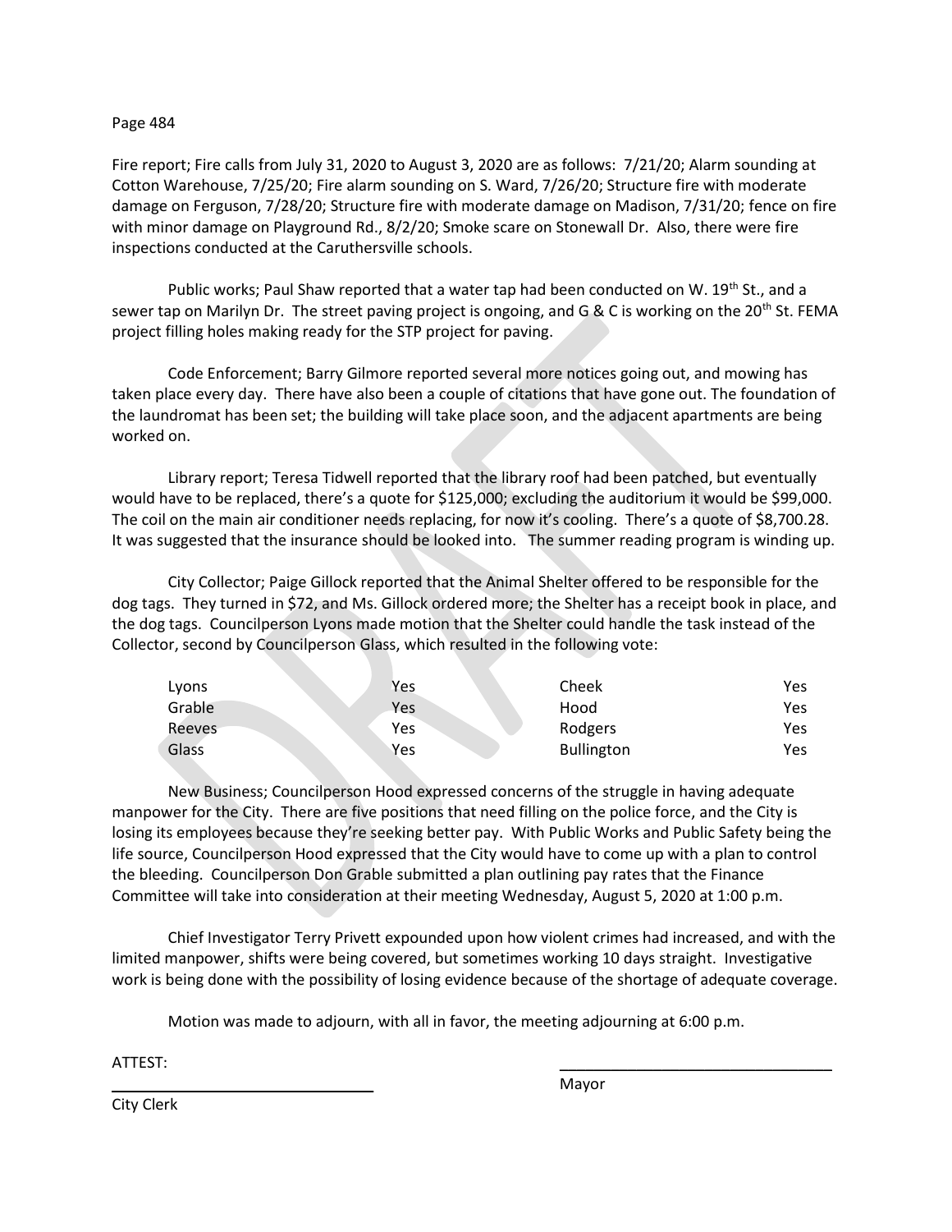Fire report; Fire calls from July 31, 2020 to August 3, 2020 are as follows: 7/21/20; Alarm sounding at Cotton Warehouse, 7/25/20; Fire alarm sounding on S. Ward, 7/26/20; Structure fire with moderate damage on Ferguson, 7/28/20; Structure fire with moderate damage on Madison, 7/31/20; fence on fire with minor damage on Playground Rd., 8/2/20; Smoke scare on Stonewall Dr. Also, there were fire inspections conducted at the Caruthersville schools.

Public works; Paul Shaw reported that a water tap had been conducted on W. 19th St., and a sewer tap on Marilyn Dr. The street paving project is ongoing, and G & C is working on the 20th St. FEMA project filling holes making ready for the STP project for paving.

Code Enforcement; Barry Gilmore reported several more notices going out, and mowing has taken place every day. There have also been a couple of citations that have gone out. The foundation of the laundromat has been set; the building will take place soon, and the adjacent apartments are being worked on.

Library report; Teresa Tidwell reported that the library roof had been patched, but eventually would have to be replaced, there's a quote for $125,000; excluding the auditorium it would be $99,000. The coil on the main air conditioner needs replacing, for now it's cooling. There's a quote of $8,700.28. It was suggested that the insurance should be looked into. The summer reading program is winding up.

City Collector; Paige Gillock reported that the Animal Shelter offered to be responsible for the dog tags. They turned in $72, and Ms. Gillock ordered more; the Shelter has a receipt book in place, and the dog tags. Councilperson Lyons made motion that the Shelter could handle the task instead of the Collector, second by Councilperson Glass, which resulted in the following vote:

| | | | |
|---|---|---|---|
| Lyons | Yes | Cheek | Yes |
| Grable | Yes | Hood | Yes |
| Reeves | Yes | Rodgers | Yes |
| Glass | Yes | Bullington | Yes |

New Business; Councilperson Hood expressed concerns of the struggle in having adequate manpower for the City. There are five positions that need filling on the police force, and the City is losing its employees because they're seeking better pay. With Public Works and Public Safety being the life source, Councilperson Hood expressed that the City would have to come up with a plan to control the bleeding. Councilperson Don Grable submitted a plan outlining pay rates that the Finance Committee will take into consideration at their meeting Wednesday, August 5, 2020 at 1:00 p.m.

Chief Investigator Terry Privett expounded upon how violent crimes had increased, and with the limited manpower, shifts were being covered, but sometimes working 10 days straight. Investigative work is being done with the possibility of losing evidence because of the shortage of adequate coverage.

Motion was made to adjourn, with all in favor, the meeting adjourning at 6:00 p.m.

ATTEST:

\_\_\_\_\_\_\_\_\_\_\_\_\_\_\_\_\_\_\_\_\_\_\_\_\_\_\_\_\_\_\_\_

Mayor

\_\_\_\_\_\_\_\_\_\_\_\_\_\_\_\_\_\_\_\_\_\_\_\_\_\_\_\_\_\_\_\_

City Clerk